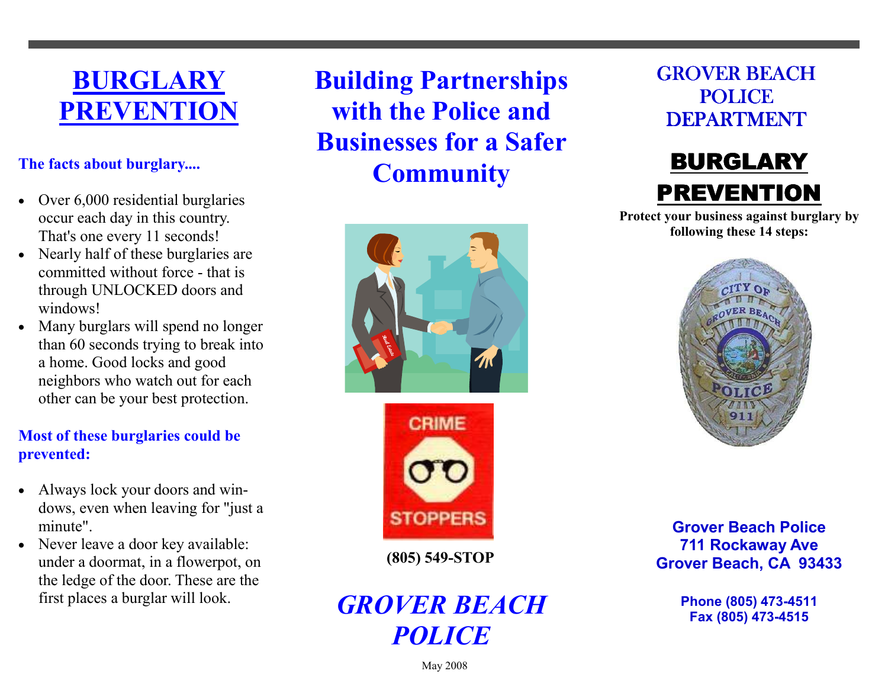# BURGLARY PREVENTION

**The facts about burglary....**

- Over 6,000 residential burglaries occur each day in this country. That's one every 11 seconds!
- Nearly half of these burglaries are committed without force - that is through UNLOCKED doors and windows!
- Many burglars will spend no longer than 60 seconds trying to break into a home. Good locks and good neighbors who watch out for each other can be your best protection.

**Most of these burglaries could be prevented:**

- Always lock your doors and windows, even when leaving for "just a minute".
- Never leave a door key available: under a doormat, in a flowerpot, on the ledge of the door. These are the first places a burglar will look.

## Building Partnerships with the Police and Businesses for a Safer Community

CRIME STOPPERS

**(805) 549-STOP**

## *GROVER BEACH POLICE*

May 2008

# GROVER BEACH POLICE DEPARTMENT

# BURGLARY PREVENTION

**Protect your business against burglary by following these 14 steps:**

**Grover Beach Police**
**711 Rockaway Ave**
**Grover Beach, CA 93433**

**Phone (805) 473-4511**
**Fax (805) 473-4515**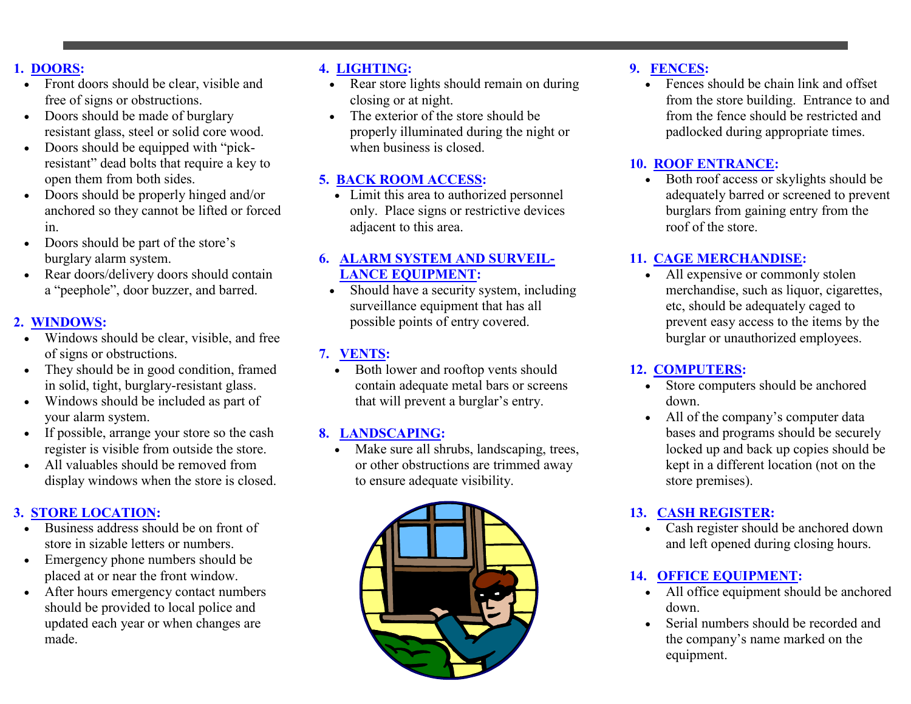## 1. DOORS:

- Front doors should be clear, visible and free of signs or obstructions.
- Doors should be made of burglary resistant glass, steel or solid core wood.
- Doors should be equipped with "pick-resistant" dead bolts that require a key to open them from both sides.
- Doors should be properly hinged and/or anchored so they cannot be lifted or forced in.
- Doors should be part of the store's burglary alarm system.
- Rear doors/delivery doors should contain a "peephole", door buzzer, and barred.

## 2. WINDOWS:

- Windows should be clear, visible, and free of signs or obstructions.
- They should be in good condition, framed in solid, tight, burglary-resistant glass.
- Windows should be included as part of your alarm system.
- If possible, arrange your store so the cash register is visible from outside the store.
- All valuables should be removed from display windows when the store is closed.

## 3. STORE LOCATION:

- Business address should be on front of store in sizable letters or numbers.
- Emergency phone numbers should be placed at or near the front window.
- After hours emergency contact numbers should be provided to local police and updated each year or when changes are made.

## 4. LIGHTING:

- Rear store lights should remain on during closing or at night.
- The exterior of the store should be properly illuminated during the night or when business is closed.

## 5. BACK ROOM ACCESS:

- Limit this area to authorized personnel only. Place signs or restrictive devices adjacent to this area.

## 6. ALARM SYSTEM AND SURVEILLANCE EQUIPMENT:

- Should have a security system, including surveillance equipment that has all possible points of entry covered.

## 7. VENTS:

- Both lower and rooftop vents should contain adequate metal bars or screens that will prevent a burglar's entry.

## 8. LANDSCAPING:

- Make sure all shrubs, landscaping, trees, or other obstructions are trimmed away to ensure adequate visibility.

## 9. FENCES:

- Fences should be chain link and offset from the store building. Entrance to and from the fence should be restricted and padlocked during appropriate times.

## 10. ROOF ENTRANCE:

- Both roof access or skylights should be adequately barred or screened to prevent burglars from gaining entry from the roof of the store.

## 11. CAGE MERCHANDISE:

- All expensive or commonly stolen merchandise, such as liquor, cigarettes, etc, should be adequately caged to prevent easy access to the items by the burglar or unauthorized employees.

## 12. COMPUTERS:

- Store computers should be anchored down.
- All of the company's computer data bases and programs should be securely locked up and back up copies should be kept in a different location (not on the store premises).

## 13. CASH REGISTER:

- Cash register should be anchored down and left opened during closing hours.

## 14. OFFICE EQUIPMENT:

- All office equipment should be anchored down.
- Serial numbers should be recorded and the company's name marked on the equipment.